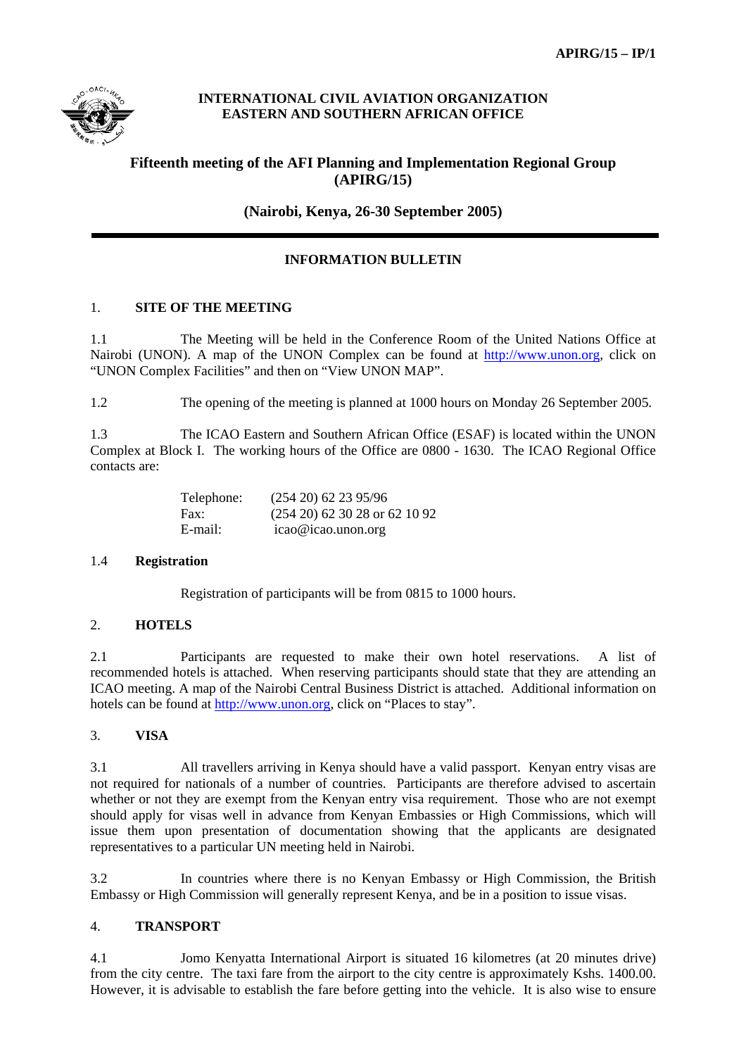APIRG/15 – IP/1

**INTERNATIONAL CIVIL AVIATION ORGANIZATION**
**EASTERN AND SOUTHERN AFRICAN OFFICE**

# Fifteenth meeting of the AFI Planning and Implementation Regional Group (APIRG/15)

## (Nairobi, Kenya, 26-30 September 2005)

---

## INFORMATION BULLETIN

### 1. SITE OF THE MEETING

1.1 The Meeting will be held in the Conference Room of the United Nations Office at Nairobi (UNON). A map of the UNON Complex can be found at http://www.unon.org, click on "UNON Complex Facilities" and then on "View UNON MAP".

1.2 The opening of the meeting is planned at 1000 hours on Monday 26 September 2005.

1.3 The ICAO Eastern and Southern African Office (ESAF) is located within the UNON Complex at Block I. The working hours of the Office are 0800 - 1630. The ICAO Regional Office contacts are:

| | |
|---|---|
| Telephone: | (254 20) 62 23 95/96 |
| Fax: | (254 20) 62 30 28 or 62 10 92 |
| E-mail: | icao@icao.unon.org |

#### 1.4 Registration

Registration of participants will be from 0815 to 1000 hours.

### 2. HOTELS

2.1 Participants are requested to make their own hotel reservations. A list of recommended hotels is attached. When reserving participants should state that they are attending an ICAO meeting. A map of the Nairobi Central Business District is attached. Additional information on hotels can be found at http://www.unon.org, click on "Places to stay".

### 3. VISA

3.1 All travellers arriving in Kenya should have a valid passport. Kenyan entry visas are not required for nationals of a number of countries. Participants are therefore advised to ascertain whether or not they are exempt from the Kenyan entry visa requirement. Those who are not exempt should apply for visas well in advance from Kenyan Embassies or High Commissions, which will issue them upon presentation of documentation showing that the applicants are designated representatives to a particular UN meeting held in Nairobi.

3.2 In countries where there is no Kenyan Embassy or High Commission, the British Embassy or High Commission will generally represent Kenya, and be in a position to issue visas.

### 4. TRANSPORT

4.1 Jomo Kenyatta International Airport is situated 16 kilometres (at 20 minutes drive) from the city centre. The taxi fare from the airport to the city centre is approximately Kshs. 1400.00. However, it is advisable to establish the fare before getting into the vehicle. It is also wise to ensure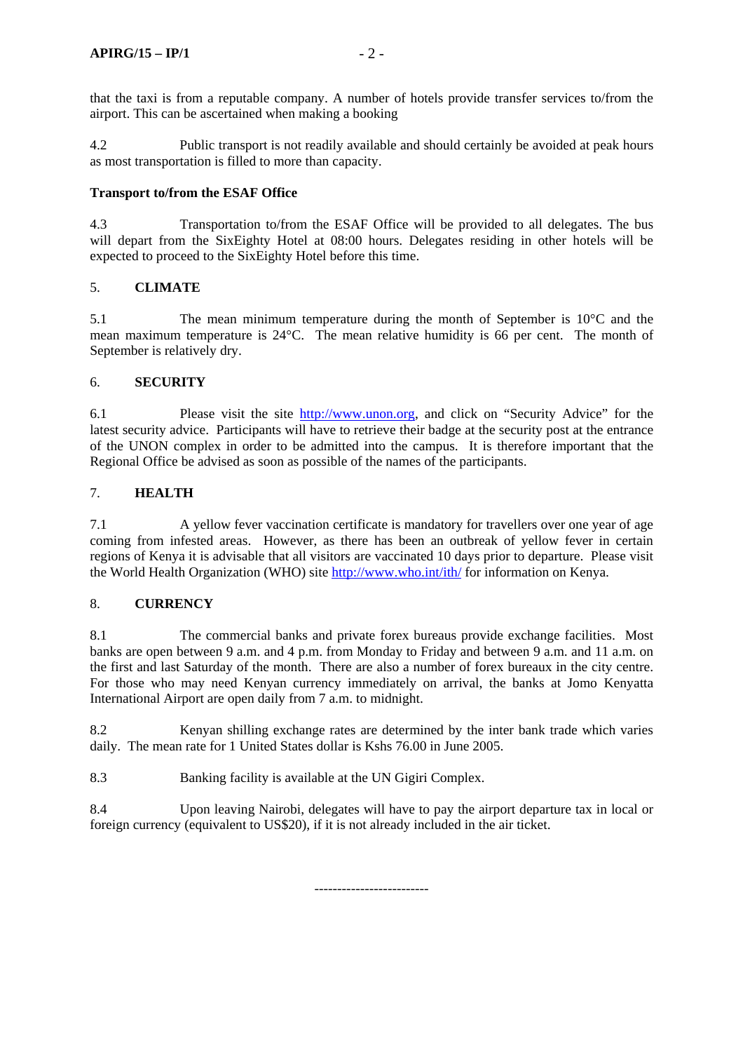that the taxi is from a reputable company. A number of hotels provide transfer services to/from the airport. This can be ascertained when making a booking

4.2 Public transport is not readily available and should certainly be avoided at peak hours as most transportation is filled to more than capacity.

**Transport to/from the ESAF Office**

4.3 Transportation to/from the ESAF Office will be provided to all delegates. The bus will depart from the SixEighty Hotel at 08:00 hours. Delegates residing in other hotels will be expected to proceed to the SixEighty Hotel before this time.

## 5. CLIMATE

5.1 The mean minimum temperature during the month of September is 10°C and the mean maximum temperature is 24°C. The mean relative humidity is 66 per cent. The month of September is relatively dry.

## 6. SECURITY

6.1 Please visit the site http://www.unon.org, and click on "Security Advice" for the latest security advice. Participants will have to retrieve their badge at the security post at the entrance of the UNON complex in order to be admitted into the campus. It is therefore important that the Regional Office be advised as soon as possible of the names of the participants.

## 7. HEALTH

7.1 A yellow fever vaccination certificate is mandatory for travellers over one year of age coming from infested areas. However, as there has been an outbreak of yellow fever in certain regions of Kenya it is advisable that all visitors are vaccinated 10 days prior to departure. Please visit the World Health Organization (WHO) site http://www.who.int/ith/ for information on Kenya.

## 8. CURRENCY

8.1 The commercial banks and private forex bureaus provide exchange facilities. Most banks are open between 9 a.m. and 4 p.m. from Monday to Friday and between 9 a.m. and 11 a.m. on the first and last Saturday of the month. There are also a number of forex bureaux in the city centre. For those who may need Kenyan currency immediately on arrival, the banks at Jomo Kenyatta International Airport are open daily from 7 a.m. to midnight.

8.2 Kenyan shilling exchange rates are determined by the inter bank trade which varies daily. The mean rate for 1 United States dollar is Kshs 76.00 in June 2005.

8.3 Banking facility is available at the UN Gigiri Complex.

8.4 Upon leaving Nairobi, delegates will have to pay the airport departure tax in local or foreign currency (equivalent to US$20), if it is not already included in the air ticket.

------------------------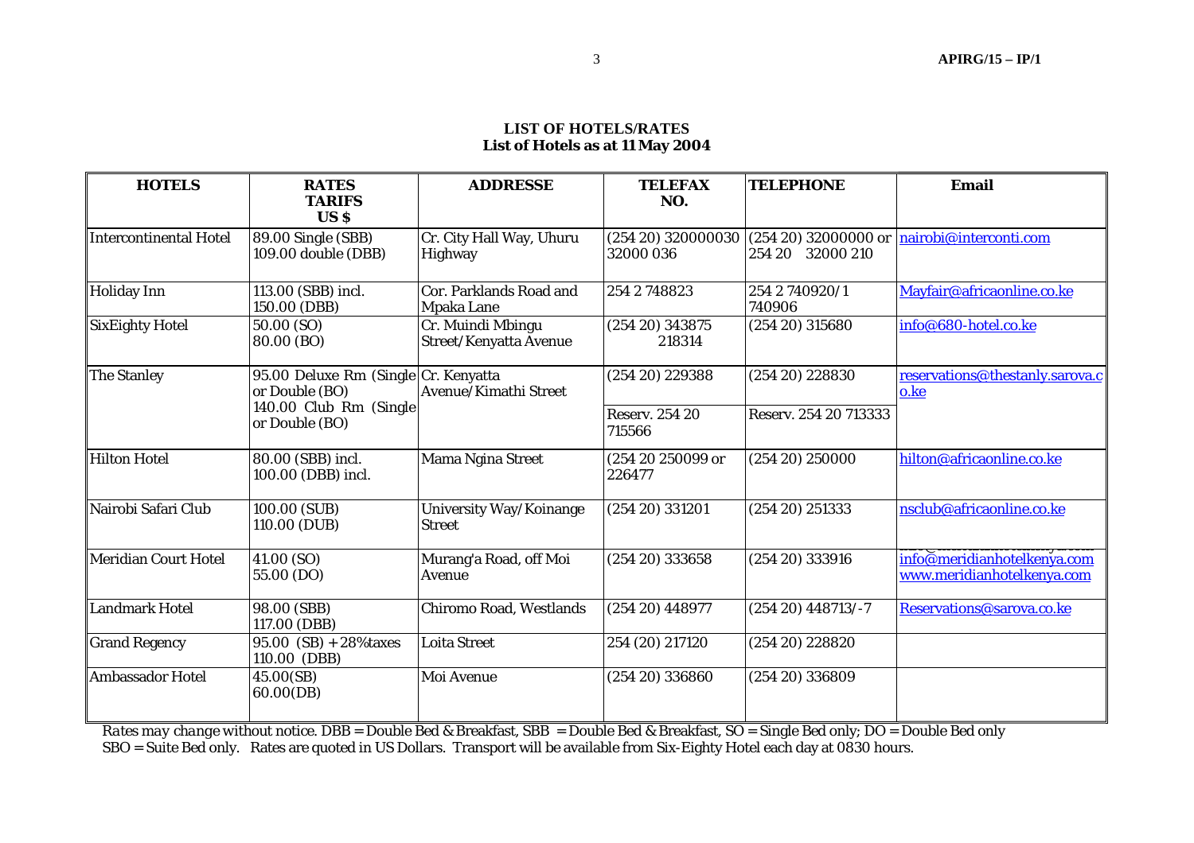**LIST OF HOTELS/RATES**
**List of Hotels as at 11 May 2004**

| HOTELS | RATES TARIFS US $ | ADDRESSE | TELEFAX NO. | TELEPHONE | Email |
|---|---|---|---|---|---|
| Intercontinental Hotel | 89.00 Single (SBB) 109.00 double (DBB) | Cr. City Hall Way, Uhuru Highway | (254 20) 320000030 32000 036 | (254 20) 32000000 or 254 20 32000 210 | nairobi@interconti.com |
| Holiday Inn | 113.00 (SBB) incl. 150.00 (DBB) | Cor. Parklands Road and Mpaka Lane | 254 2 748823 | 254 2 740920/1 740906 | Mayfair@africaonline.co.ke |
| SixEighty Hotel | 50.00 (SO) 80.00 (BO) | Cr. Muindi Mbingu Street/Kenyatta Avenue | (254 20) 343875 218314 | (254 20) 315680 | info@680-hotel.co.ke |
| The Stanley | 95.00 Deluxe Rm (Single or Double (BO) 140.00 Club Rm (Single or Double (BO) | Cr. Kenyatta Avenue/Kimathi Street | (254 20) 229388 Reserv. 254 20 715566 | (254 20) 228830 Reserv. 254 20 713333 | reservations@thestanly.sarova.co.ke |
| Hilton Hotel | 80.00 (SBB) incl. 100.00 (DBB) incl. | Mama Ngina Street | (254 20 250099 or 226477 | (254 20) 250000 | hilton@africaonline.co.ke |
| Nairobi Safari Club | 100.00 (SUB) 110.00 (DUB) | University Way/Koinange Street | (254 20) 331201 | (254 20) 251333 | nsclub@africaonline.co.ke |
| Meridian Court Hotel | 41.00 (SO) 55.00 (DO) | Murang'a Road, off Moi Avenue | (254 20) 333658 | (254 20) 333916 | info@meridianhotelkenya.com www.meridianhotelkenya.com |
| Landmark Hotel | 98.00 (SBB) 117.00 (DBB) | Chiromo Road, Westlands | (254 20) 448977 | (254 20) 448713/-7 | Reservations@sarova.co.ke |
| Grand Regency | 95.00 (SB) + 28%taxes 110.00 (DBB) | Loita Street | 254 (20) 217120 | (254 20) 228820 | |
| Ambassador Hotel | 45.00(SB) 60.00(DB) | Moi Avenue | (254 20) 336860 | (254 20) 336809 | |

*Rates may change without notice.* DBB = Double Bed & Breakfast, SBB = Double Bed & Breakfast, SO = Single Bed only; DO = Double Bed only
SBO = Suite Bed only. Rates are quoted in US Dollars. Transport will be available from Six-Eighty Hotel each day at 0830 hours.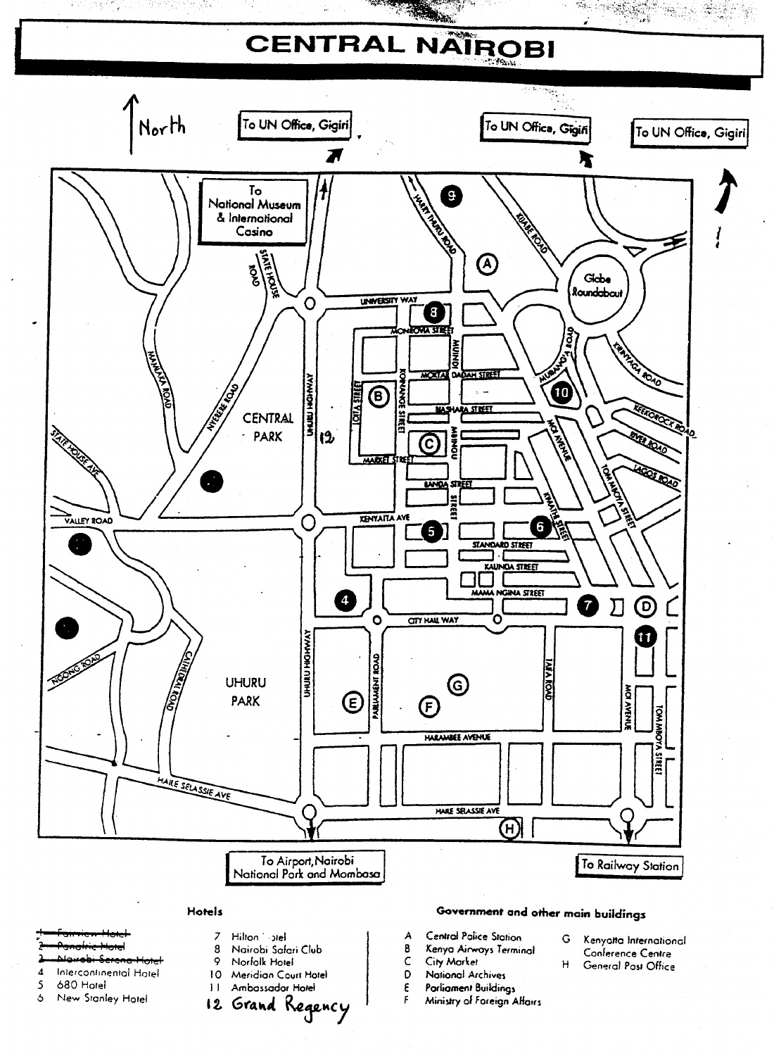# CENTRAL NAIROBI

North

To UN Office, Gigiri

To UN Office, Gigiri

To UN Office, Gigiri

To National Museum & International Casino

To Airport, Nairobi National Park and Mombasa

To Railway Station

CENTRAL PARK

UHURU PARK

Globe Roundabout

STATE HOUSE ROAD
UNIVERSITY WAY
MONROVIA STREET
MOKTAR DADDAH STREET
BIASHARA STREET
MARKET STREET
BANDA STREET
KENYATTA AVE
STANDARD STREET
KAUNDA STREET
MAMA NGINA STREET
CITY HALL WAY
HARAMBEE AVENUE
HAILE SELASSIE AVE
HARRY THUKU ROAD
KIJABE ROAD
MURANG'A ROAD
KIRINYAGA ROAD
KEEKOROCK ROAD
RIVER ROAD
LAGOS ROAD
MOI AVENUE
TOM MBOYA STREET
KIMATHI STREET
MUINDI MBINGU STREET
KOINANGE STREET
TOTA STREET
UHURU HIGHWAY
PARLIAMENT ROAD
TAIFA ROAD
NYERERE ROAD
NAMASA ROAD
STATE HOUSE AVE
VALLEY ROAD
NGONG ROAD
CATHEDRAL ROAD

12

## Hotels

- ~~1 Fairview Hotel~~
- ~~2 Panafric Hotel~~
- ~~3 Nairobi Serena Hotel~~
- 4 Intercontinental Hotel
- 5 680 Hotel
- 6 New Stanley Hotel
- 7 Hilton Hotel
- 8 Nairobi Safari Club
- 9 Norfolk Hotel
- 10 Meridian Court Hotel
- 11 Ambassador Hotel
- 12 Grand Regency

## Government and other main buildings

- A Central Police Station
- B Kenya Airways Terminal
- C City Market
- D National Archives
- E Parliament Buildings
- F Ministry of Foreign Affairs
- G Kenyatta International Conference Centre
- H General Post Office